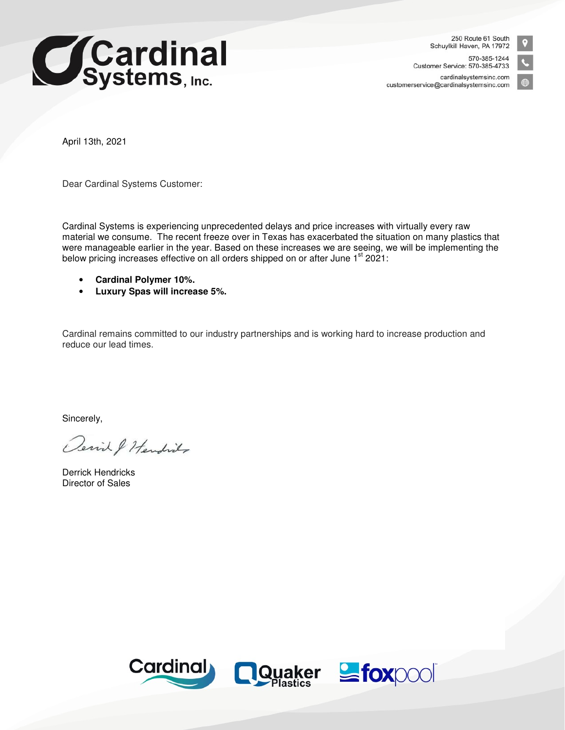# Cardinal Systems, Inc.

250 Route 61 South
Schuylkill Haven, PA 17972

570-385-1244
Customer Service: 570-385-4733

cardinalsystemsinc.com
customerservice@cardinalsystemsinc.com

April 13th, 2021

Dear Cardinal Systems Customer:

Cardinal Systems is experiencing unprecedented delays and price increases with virtually every raw material we consume. The recent freeze over in Texas has exacerbated the situation on many plastics that were manageable earlier in the year. Based on these increases we are seeing, we will be implementing the below pricing increases effective on all orders shipped on or after June 1st 2021:

- **Cardinal Polymer 10%.**
- **Luxury Spas will increase 5%.**

Cardinal remains committed to our industry partnerships and is working hard to increase production and reduce our lead times.

Sincerely,

Derrick Hendricks
Director of Sales

Cardinal | Quaker Plastics | foxpool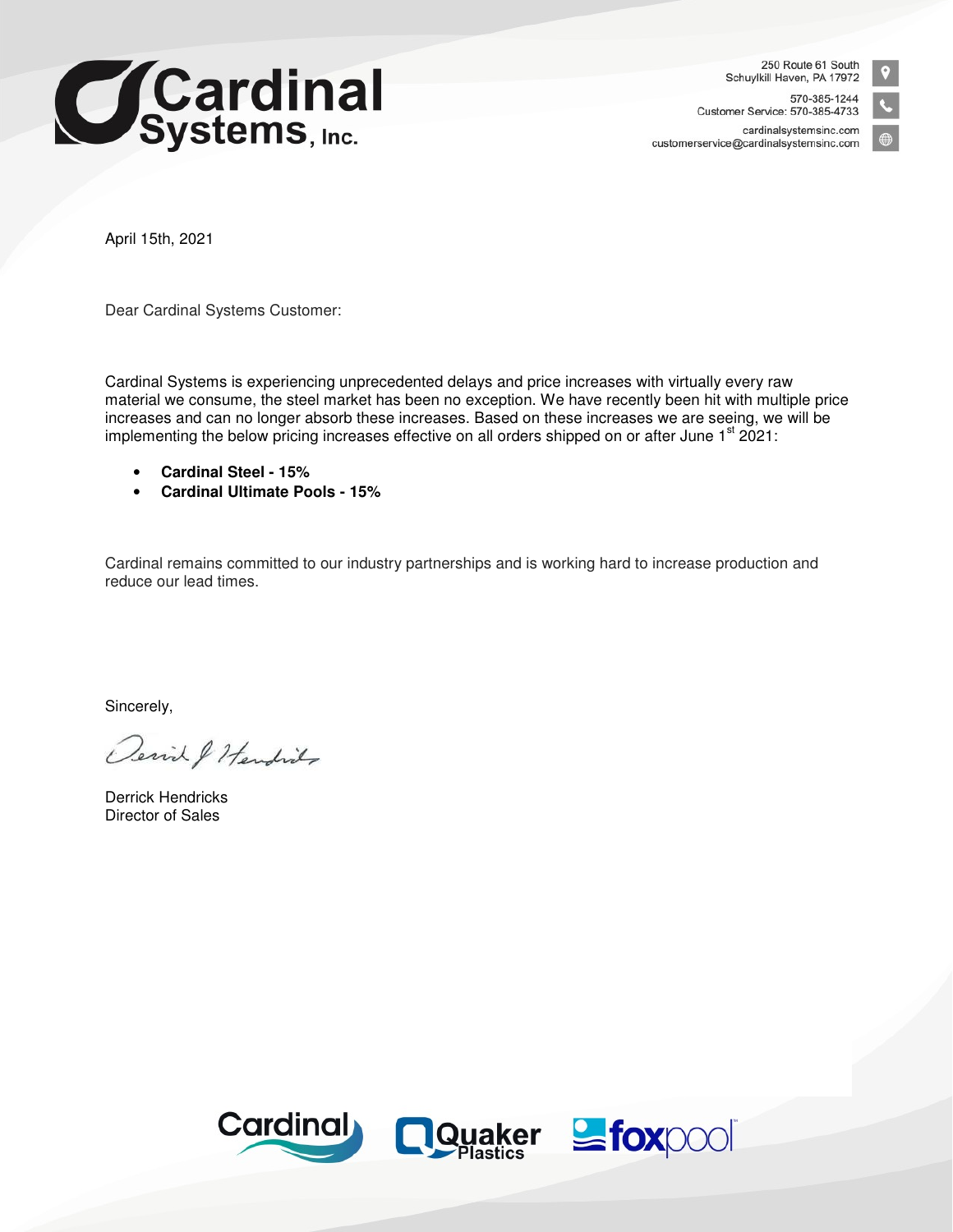# Cardinal Systems, Inc.

250 Route 61 South
Schuylkill Haven, PA 17972

570-385-1244
Customer Service: 570-385-4733

cardinalsystemsinc.com
customerservice@cardinalsystemsinc.com

April 15th, 2021

Dear Cardinal Systems Customer:

Cardinal Systems is experiencing unprecedented delays and price increases with virtually every raw material we consume, the steel market has been no exception. We have recently been hit with multiple price increases and can no longer absorb these increases. Based on these increases we are seeing, we will be implementing the below pricing increases effective on all orders shipped on or after June 1st 2021:

- **Cardinal Steel - 15%**
- **Cardinal Ultimate Pools - 15%**

Cardinal remains committed to our industry partnerships and is working hard to increase production and reduce our lead times.

Sincerely,

Derrick Hendricks
Director of Sales

Cardinal | Quaker Plastics | foxpool